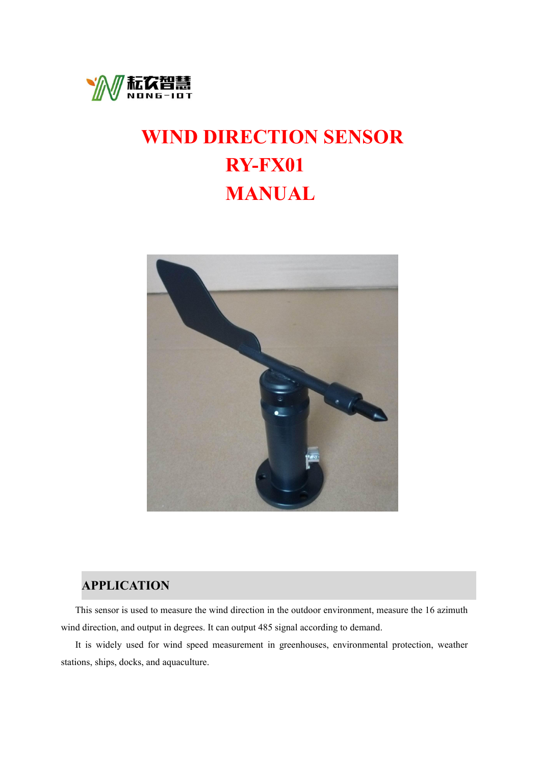# WIND DIRECTION SENSOR
# RY-FX01
# MANUAL

## APPLICATION

This sensor is used to measure the wind direction in the outdoor environment, measure the 16 azimuth wind direction, and output in degrees. It can output 485 signal according to demand.

It is widely used for wind speed measurement in greenhouses, environmental protection, weather stations, ships, docks, and aquaculture.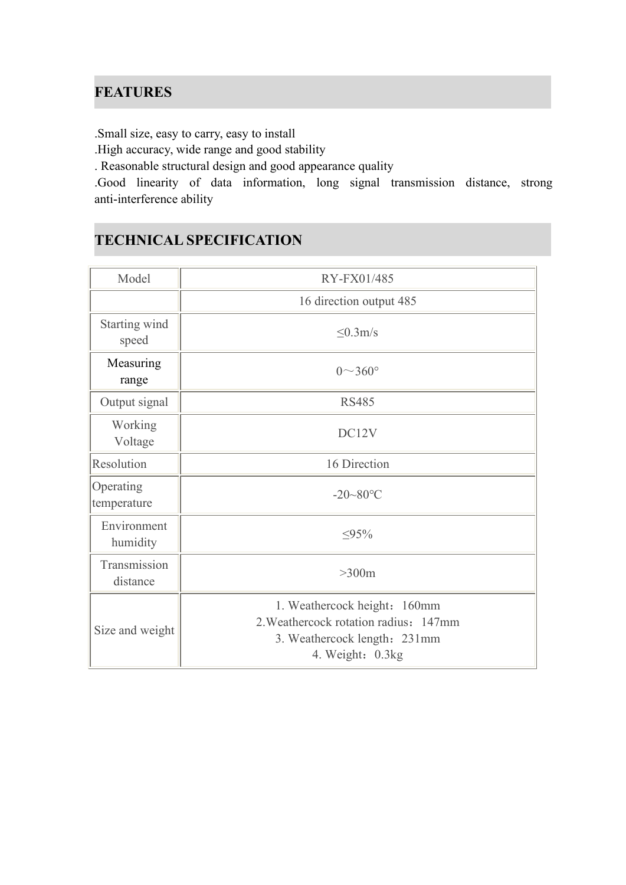## FEATURES

.Small size, easy to carry, easy to install
.High accuracy, wide range and good stability
. Reasonable structural design and good appearance quality
.Good linearity of data information, long signal transmission distance, strong anti-interference ability

## TECHNICAL SPECIFICATION

| Model | RY-FX01/485 |
|---|---|
| | 16 direction output 485 |
| Starting wind speed | ≤0.3m/s |
| Measuring range | 0～360° |
| Output signal | RS485 |
| Working Voltage | DC12V |
| Resolution | 16 Direction |
| Operating temperature | -20~80℃ |
| Environment humidity | ≤95% |
| Transmission distance | >300m |
| Size and weight | 1. Weathercock height：160mm<br>2.Weathercock rotation radius：147mm<br>3. Weathercock length：231mm<br>4. Weight：0.3kg |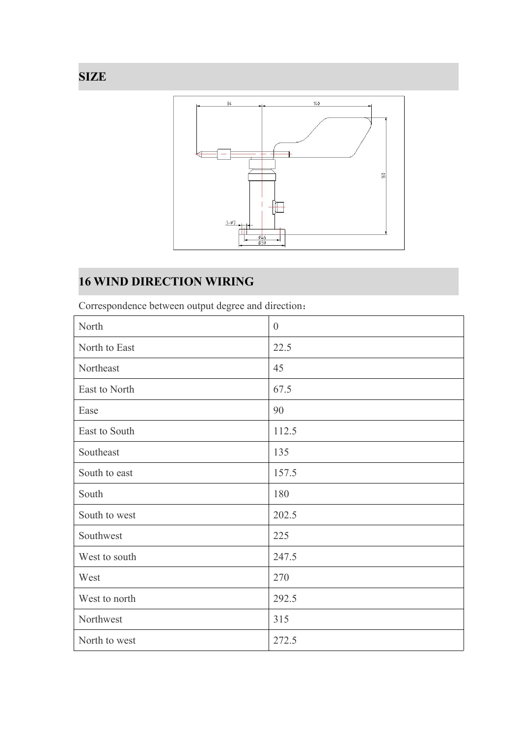## SIZE

## 16 WIND DIRECTION WIRING

Correspondence between output degree and direction：

| North | 0 |
|---|---|
| North to East | 22.5 |
| Northeast | 45 |
| East to North | 67.5 |
| Ease | 90 |
| East to South | 112.5 |
| Southeast | 135 |
| South to east | 157.5 |
| South | 180 |
| South to west | 202.5 |
| Southwest | 225 |
| West to south | 247.5 |
| West | 270 |
| West to north | 292.5 |
| Northwest | 315 |
| North to west | 272.5 |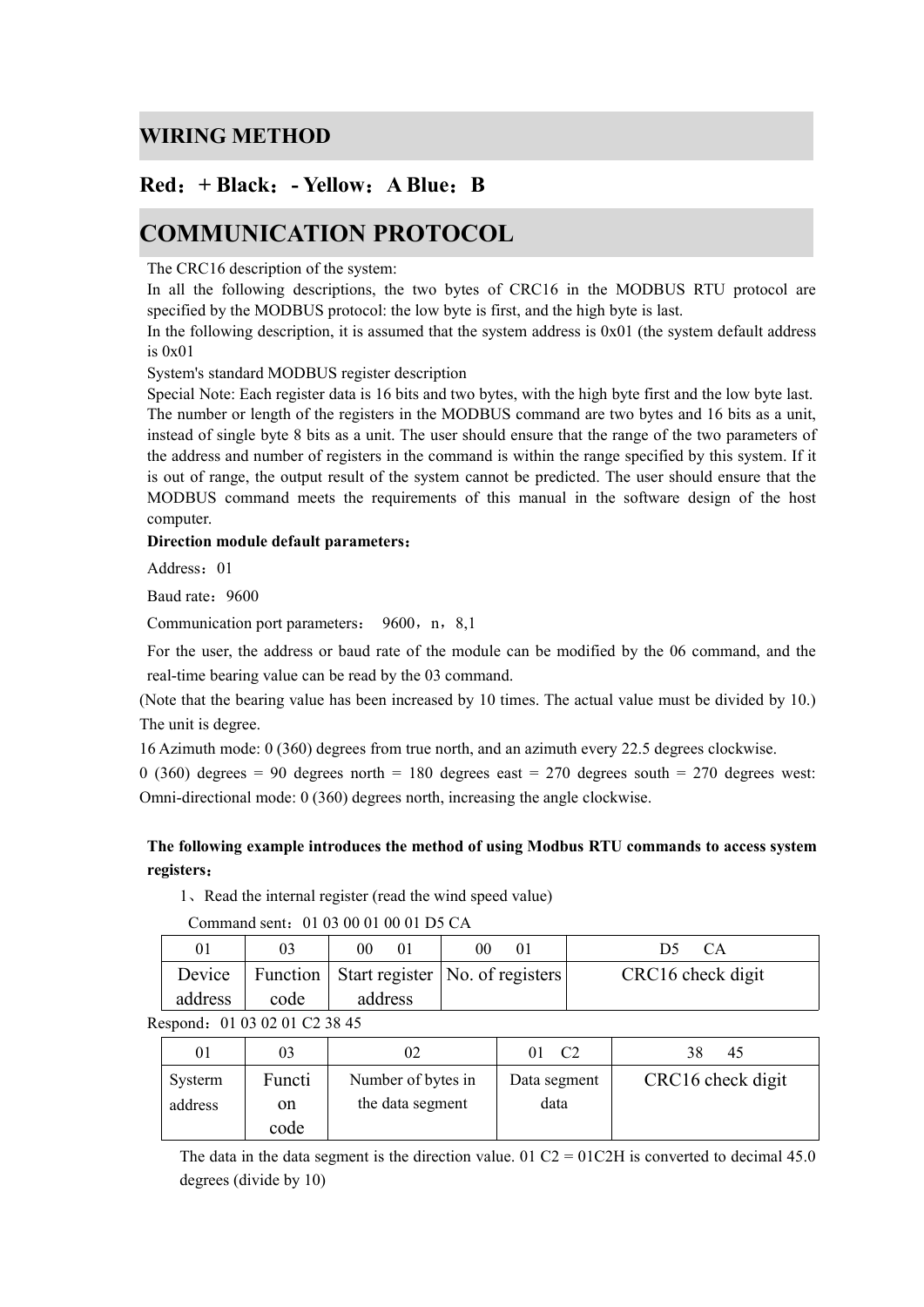## WIRING METHOD

### Red：+ Black：- Yellow：A Blue：B

## COMMUNICATION PROTOCOL

The CRC16 description of the system:

In all the following descriptions, the two bytes of CRC16 in the MODBUS RTU protocol are specified by the MODBUS protocol: the low byte is first, and the high byte is last.

In the following description, it is assumed that the system address is 0x01 (the system default address is 0x01

System's standard MODBUS register description

Special Note: Each register data is 16 bits and two bytes, with the high byte first and the low byte last. The number or length of the registers in the MODBUS command are two bytes and 16 bits as a unit, instead of single byte 8 bits as a unit. The user should ensure that the range of the two parameters of the address and number of registers in the command is within the range specified by this system. If it is out of range, the output result of the system cannot be predicted. The user should ensure that the MODBUS command meets the requirements of this manual in the software design of the host computer.

**Direction module default parameters：**

Address：01

Baud rate：9600

Communication port parameters： 9600，n，8,1

For the user, the address or baud rate of the module can be modified by the 06 command, and the real-time bearing value can be read by the 03 command.

(Note that the bearing value has been increased by 10 times. The actual value must be divided by 10.) The unit is degree.

16 Azimuth mode: 0 (360) degrees from true north, and an azimuth every 22.5 degrees clockwise.

0 (360) degrees = 90 degrees north = 180 degrees east = 270 degrees south = 270 degrees west: Omni-directional mode: 0 (360) degrees north, increasing the angle clockwise.

**The following example introduces the method of using Modbus RTU commands to access system registers：**

1、Read the internal register (read the wind speed value)

Command sent：01 03 00 01 00 01 D5 CA

| 01 | 03 | 00 01 | 00 01 | D5 CA |
|---|---|---|---|---|
| Device address | Function code | Start register address | No. of registers | CRC16 check digit |

Respond：01 03 02 01 C2 38 45

| 01 | 03 | 02 | 01 C2 | 38 45 |
|---|---|---|---|---|
| Systerm address | Function code | Number of bytes in the data segment | Data segment data | CRC16 check digit |

The data in the data segment is the direction value. 01 C2 = 01C2H is converted to decimal 45.0 degrees (divide by 10)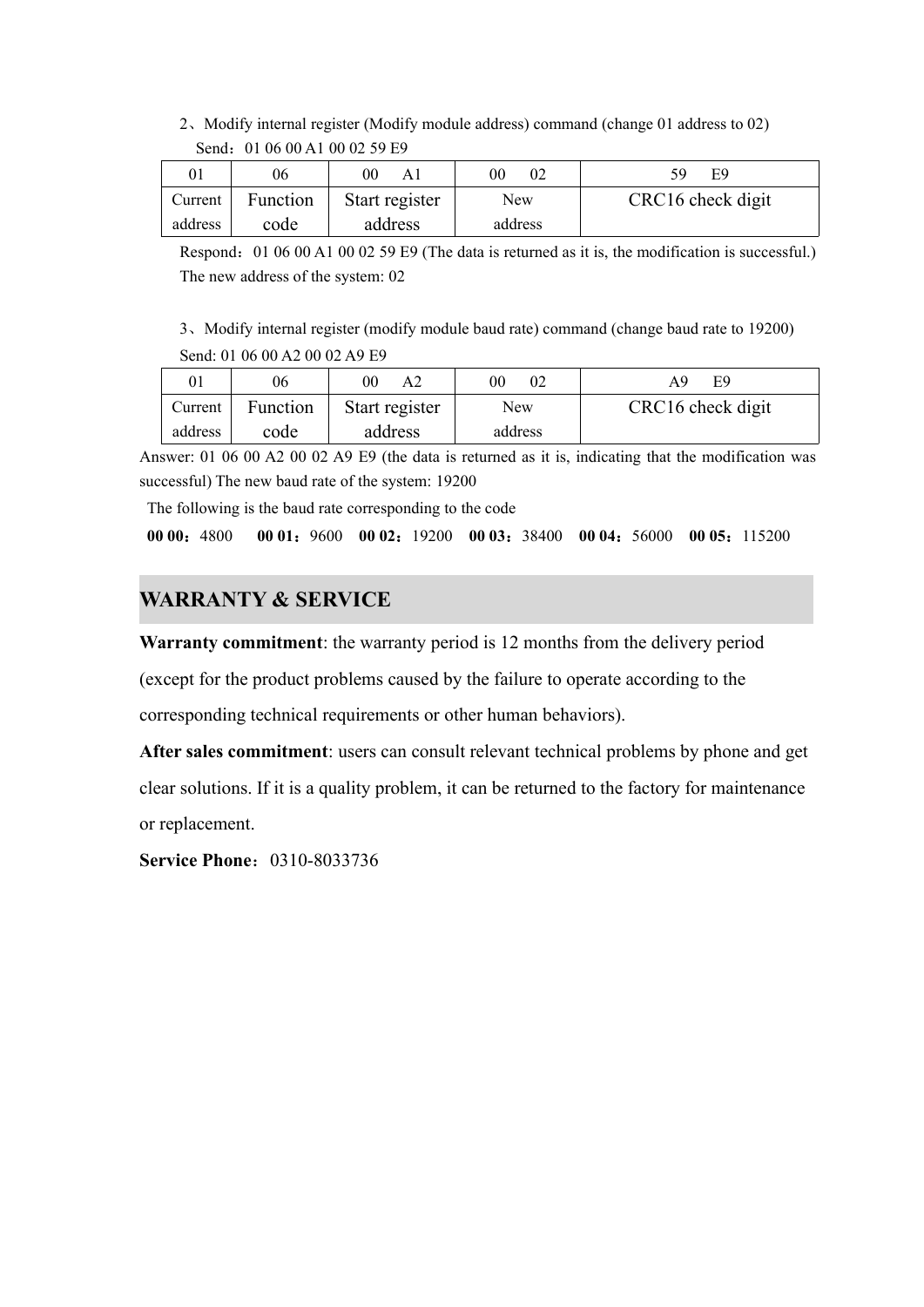2、Modify internal register (Modify module address) command (change 01 address to 02)

Send：01 06 00 A1 00 02 59 E9

| 01 | 06 | 00 A1 | 00 02 | 59 E9 |
|---|---|---|---|---|
| Current address | Function code | Start register address | New address | CRC16 check digit |

Respond：01 06 00 A1 00 02 59 E9 (The data is returned as it is, the modification is successful.) The new address of the system: 02

3、Modify internal register (modify module baud rate) command (change baud rate to 19200)

Send: 01 06 00 A2 00 02 A9 E9

| 01 | 06 | 00 A2 | 00 02 | A9 E9 |
|---|---|---|---|---|
| Current address | Function code | Start register address | New address | CRC16 check digit |

Answer: 01 06 00 A2 00 02 A9 E9 (the data is returned as it is, indicating that the modification was successful) The new baud rate of the system: 19200

The following is the baud rate corresponding to the code

**00 00**：4800 **00 01**：9600 **00 02**：19200 **00 03**：38400 **00 04**：56000 **00 05**：115200

## WARRANTY & SERVICE

**Warranty commitment**: the warranty period is 12 months from the delivery period (except for the product problems caused by the failure to operate according to the corresponding technical requirements or other human behaviors).

**After sales commitment**: users can consult relevant technical problems by phone and get clear solutions. If it is a quality problem, it can be returned to the factory for maintenance or replacement.

**Service Phone**：0310-8033736